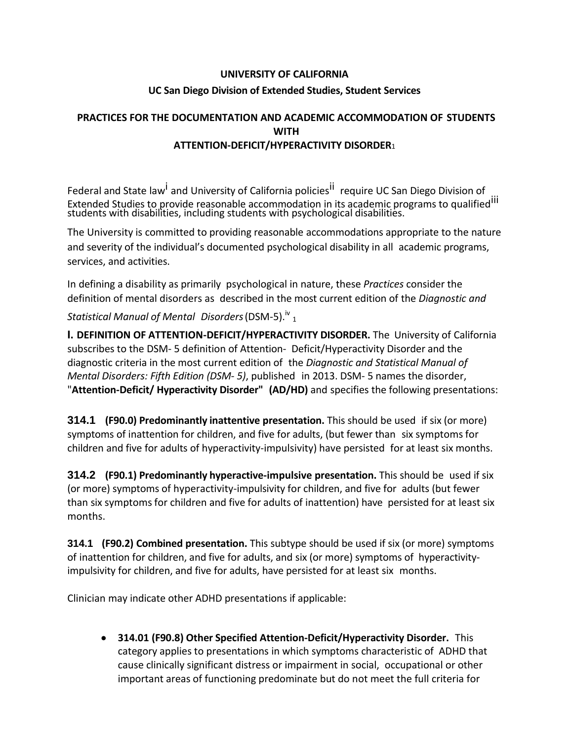**UNIVERSITY OF CALIFORNIA**

**UC San Diego Division of Extended Studies, Student Services**

## PRACTICES FOR THE DOCUMENTATION AND ACADEMIC ACCOMMODATION OF STUDENTS WITH ATTENTION-DEFICIT/HYPERACTIVITY DISORDER[1]

Federal and State law[i] and University of California policies[ii] require UC San Diego Division of Extended Studies to provide reasonable accommodation in its academic programs to qualified[iii] students with disabilities, including students with psychological disabilities.

The University is committed to providing reasonable accommodations appropriate to the nature and severity of the individual's documented psychological disability in all academic programs, services, and activities.

In defining a disability as primarily psychological in nature, these *Practices* consider the definition of mental disorders as described in the most current edition of the *Diagnostic and Statistical Manual of Mental Disorders* (DSM-5).[iv] [1]

**I. DEFINITION OF ATTENTION-DEFICIT/HYPERACTIVITY DISORDER.** The University of California subscribes to the DSM- 5 definition of Attention- Deficit/Hyperactivity Disorder and the diagnostic criteria in the most current edition of the *Diagnostic and Statistical Manual of Mental Disorders: Fifth Edition (DSM- 5)*, published in 2013. DSM- 5 names the disorder, "**Attention-Deficit/ Hyperactivity Disorder" (AD/HD)** and specifies the following presentations:

**314.1 (F90.0) Predominantly inattentive presentation.** This should be used if six (or more) symptoms of inattention for children, and five for adults, (but fewer than six symptoms for children and five for adults of hyperactivity-impulsivity) have persisted for at least six months.

**314.2 (F90.1) Predominantly hyperactive-impulsive presentation.** This should be used if six (or more) symptoms of hyperactivity-impulsivity for children, and five for adults (but fewer than six symptoms for children and five for adults of inattention) have persisted for at least six months.

**314.1 (F90.2) Combined presentation.** This subtype should be used if six (or more) symptoms of inattention for children, and five for adults, and six (or more) symptoms of hyperactivity-impulsivity for children, and five for adults, have persisted for at least six months.

Clinician may indicate other ADHD presentations if applicable:

- **314.01 (F90.8) Other Specified Attention-Deficit/Hyperactivity Disorder.** This category applies to presentations in which symptoms characteristic of ADHD that cause clinically significant distress or impairment in social, occupational or other important areas of functioning predominate but do not meet the full criteria for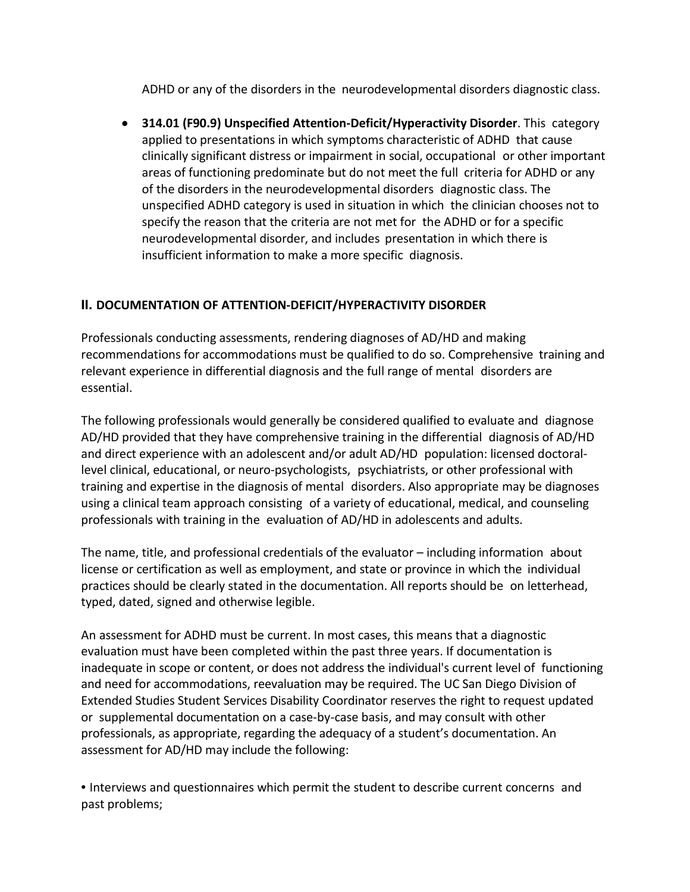ADHD or any of the disorders in the neurodevelopmental disorders diagnostic class.

- **314.01 (F90.9) Unspecified Attention-Deficit/Hyperactivity Disorder**. This category applied to presentations in which symptoms characteristic of ADHD that cause clinically significant distress or impairment in social, occupational or other important areas of functioning predominate but do not meet the full criteria for ADHD or any of the disorders in the neurodevelopmental disorders diagnostic class. The unspecified ADHD category is used in situation in which the clinician chooses not to specify the reason that the criteria are not met for the ADHD or for a specific neurodevelopmental disorder, and includes presentation in which there is insufficient information to make a more specific diagnosis.

## II. DOCUMENTATION OF ATTENTION-DEFICIT/HYPERACTIVITY DISORDER

Professionals conducting assessments, rendering diagnoses of AD/HD and making recommendations for accommodations must be qualified to do so. Comprehensive training and relevant experience in differential diagnosis and the full range of mental disorders are essential.

The following professionals would generally be considered qualified to evaluate and diagnose AD/HD provided that they have comprehensive training in the differential diagnosis of AD/HD and direct experience with an adolescent and/or adult AD/HD population: licensed doctoral-level clinical, educational, or neuro-psychologists, psychiatrists, or other professional with training and expertise in the diagnosis of mental disorders. Also appropriate may be diagnoses using a clinical team approach consisting of a variety of educational, medical, and counseling professionals with training in the evaluation of AD/HD in adolescents and adults.

The name, title, and professional credentials of the evaluator – including information about license or certification as well as employment, and state or province in which the individual practices should be clearly stated in the documentation. All reports should be on letterhead, typed, dated, signed and otherwise legible.

An assessment for ADHD must be current. In most cases, this means that a diagnostic evaluation must have been completed within the past three years. If documentation is inadequate in scope or content, or does not address the individual's current level of functioning and need for accommodations, reevaluation may be required. The UC San Diego Division of Extended Studies Student Services Disability Coordinator reserves the right to request updated or supplemental documentation on a case-by-case basis, and may consult with other professionals, as appropriate, regarding the adequacy of a student's documentation. An assessment for AD/HD may include the following:

- Interviews and questionnaires which permit the student to describe current concerns and past problems;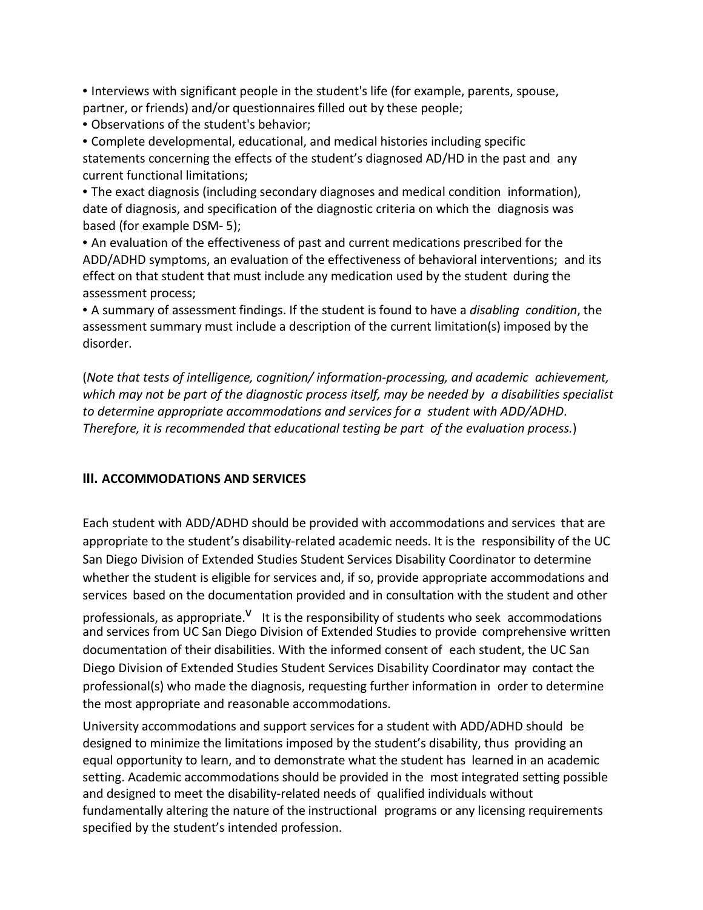- Interviews with significant people in the student's life (for example, parents, spouse, partner, or friends) and/or questionnaires filled out by these people;
- Observations of the student's behavior;
- Complete developmental, educational, and medical histories including specific statements concerning the effects of the student's diagnosed AD/HD in the past and any current functional limitations;
- The exact diagnosis (including secondary diagnoses and medical condition information), date of diagnosis, and specification of the diagnostic criteria on which the diagnosis was based (for example DSM- 5);
- An evaluation of the effectiveness of past and current medications prescribed for the ADD/ADHD symptoms, an evaluation of the effectiveness of behavioral interventions; and its effect on that student that must include any medication used by the student during the assessment process;
- A summary of assessment findings. If the student is found to have a *disabling condition*, the assessment summary must include a description of the current limitation(s) imposed by the disorder.

(*Note that tests of intelligence, cognition/ information-processing, and academic achievement, which may not be part of the diagnostic process itself, may be needed by a disabilities specialist to determine appropriate accommodations and services for a student with ADD/ADHD. Therefore, it is recommended that educational testing be part of the evaluation process.*)

## III. ACCOMMODATIONS AND SERVICES

Each student with ADD/ADHD should be provided with accommodations and services that are appropriate to the student's disability-related academic needs. It is the responsibility of the UC San Diego Division of Extended Studies Student Services Disability Coordinator to determine whether the student is eligible for services and, if so, provide appropriate accommodations and services based on the documentation provided and in consultation with the student and other professionals, as appropriate.[v] It is the responsibility of students who seek accommodations and services from UC San Diego Division of Extended Studies to provide comprehensive written documentation of their disabilities. With the informed consent of each student, the UC San Diego Division of Extended Studies Student Services Disability Coordinator may contact the professional(s) who made the diagnosis, requesting further information in order to determine the most appropriate and reasonable accommodations.

University accommodations and support services for a student with ADD/ADHD should be designed to minimize the limitations imposed by the student's disability, thus providing an equal opportunity to learn, and to demonstrate what the student has learned in an academic setting. Academic accommodations should be provided in the most integrated setting possible and designed to meet the disability-related needs of qualified individuals without fundamentally altering the nature of the instructional programs or any licensing requirements specified by the student's intended profession.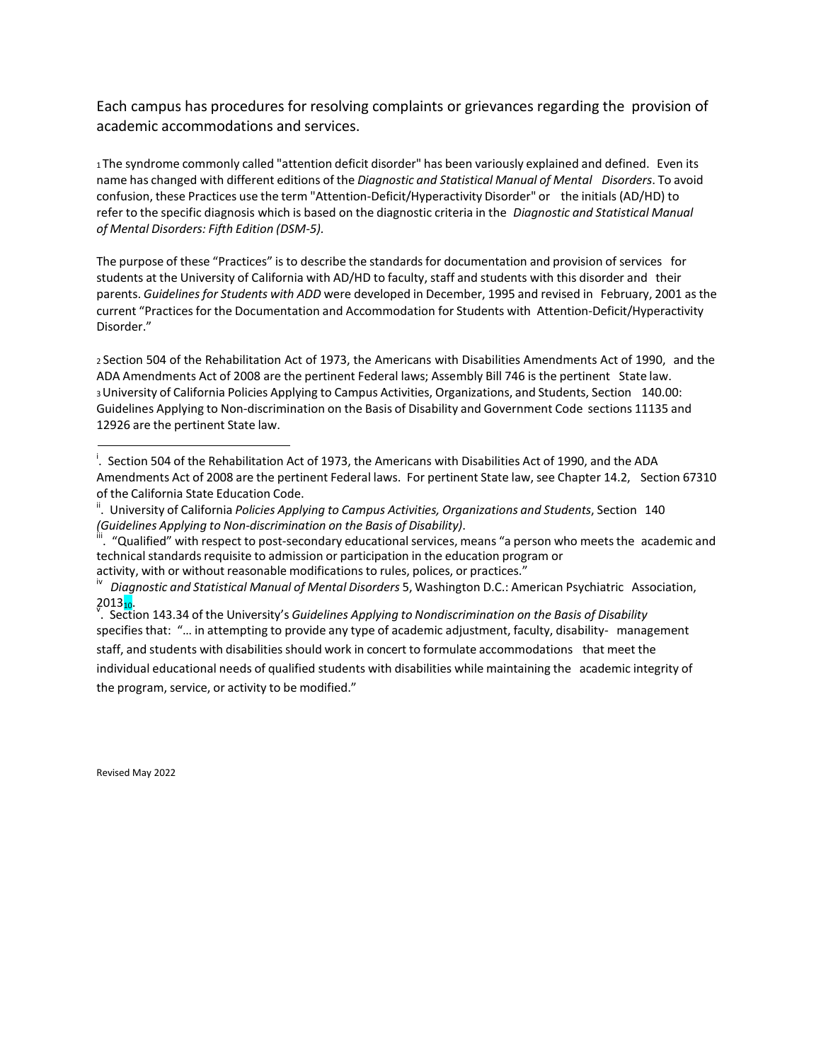Each campus has procedures for resolving complaints or grievances regarding the provision of academic accommodations and services.

[1] The syndrome commonly called "attention deficit disorder" has been variously explained and defined. Even its name has changed with different editions of the *Diagnostic and Statistical Manual of Mental Disorders*. To avoid confusion, these Practices use the term "Attention-Deficit/Hyperactivity Disorder" or the initials (AD/HD) to refer to the specific diagnosis which is based on the diagnostic criteria in the *Diagnostic and Statistical Manual of Mental Disorders: Fifth Edition (DSM-5).*

The purpose of these "Practices" is to describe the standards for documentation and provision of services for students at the University of California with AD/HD to faculty, staff and students with this disorder and their parents. *Guidelines for Students with ADD* were developed in December, 1995 and revised in February, 2001 as the current "Practices for the Documentation and Accommodation for Students with Attention-Deficit/Hyperactivity Disorder."

[2] Section 504 of the Rehabilitation Act of 1973, the Americans with Disabilities Amendments Act of 1990, and the ADA Amendments Act of 2008 are the pertinent Federal laws; Assembly Bill 746 is the pertinent State law.
[3] University of California Policies Applying to Campus Activities, Organizations, and Students, Section 140.00: Guidelines Applying to Non-discrimination on the Basis of Disability and Government Code sections 11135 and 12926 are the pertinent State law.

---

[i]. Section 504 of the Rehabilitation Act of 1973, the Americans with Disabilities Act of 1990, and the ADA Amendments Act of 2008 are the pertinent Federal laws. For pertinent State law, see Chapter 14.2, Section 67310 of the California State Education Code.

[ii]. University of California *Policies Applying to Campus Activities, Organizations and Students*, Section 140 *(Guidelines Applying to Non-discrimination on the Basis of Disability)*.

[iii]. "Qualified" with respect to post-secondary educational services, means "a person who meets the academic and technical standards requisite to admission or participation in the education program or activity, with or without reasonable modifications to rules, polices, or practices."

[iv] *Diagnostic and Statistical Manual of Mental Disorders* 5, Washington D.C.: American Psychiatric Association, 2013[10].

[v]. Section 143.34 of the University's *Guidelines Applying to Nondiscrimination on the Basis of Disability* specifies that: "… in attempting to provide any type of academic adjustment, faculty, disability- management staff, and students with disabilities should work in concert to formulate accommodations that meet the individual educational needs of qualified students with disabilities while maintaining the academic integrity of the program, service, or activity to be modified."

Revised May 2022